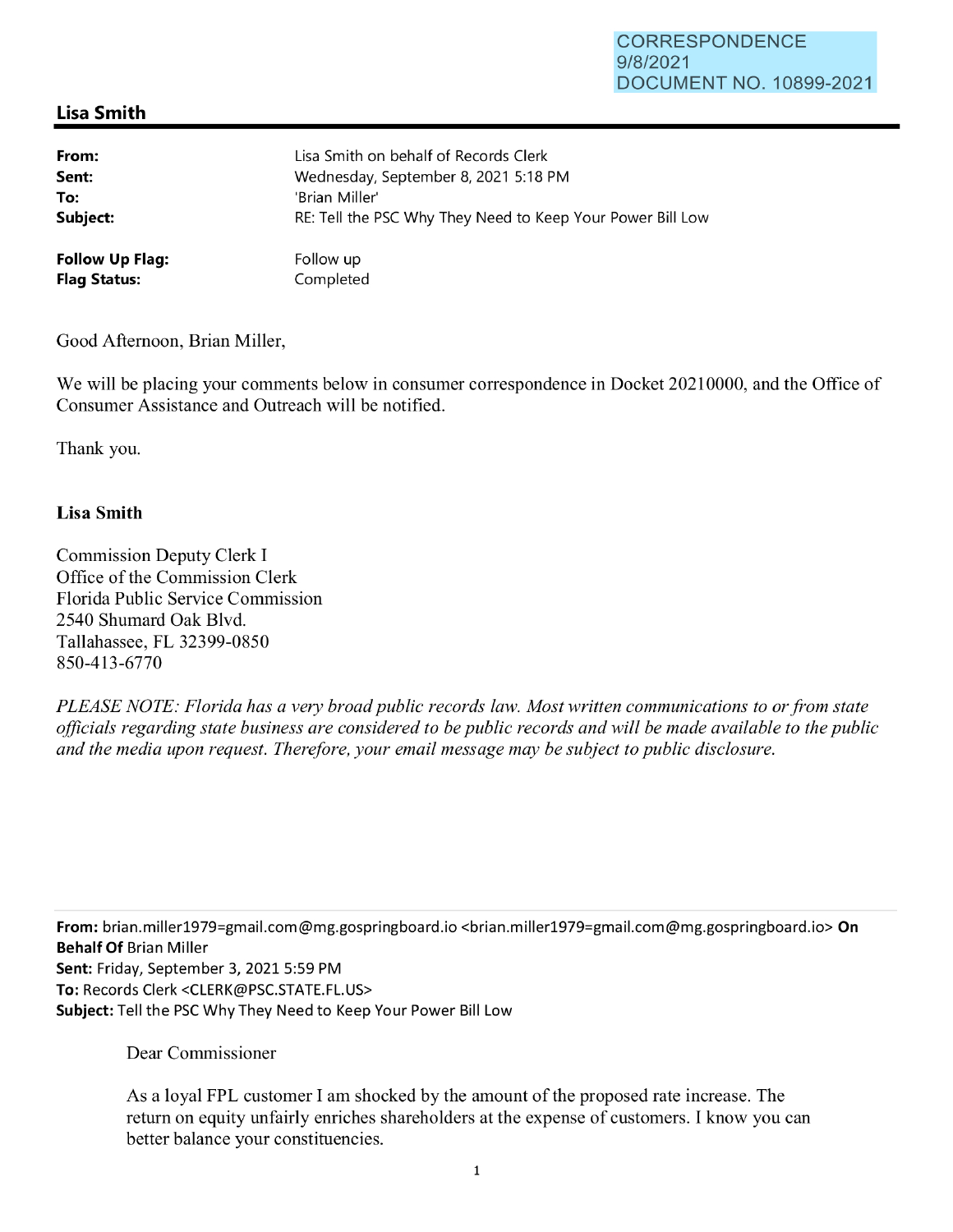CORRESPONDENCE
9/8/2021
DOCUMENT NO. 10899-2021

## Lisa Smith

| | |
|---|---|
| **From:** | Lisa Smith on behalf of Records Clerk |
| **Sent:** | Wednesday, September 8, 2021 5:18 PM |
| **To:** | 'Brian Miller' |
| **Subject:** | RE: Tell the PSC Why They Need to Keep Your Power Bill Low |
| | |
| **Follow Up Flag:** | Follow up |
| **Flag Status:** | Completed |

Good Afternoon, Brian Miller,

We will be placing your comments below in consumer correspondence in Docket 20210000, and the Office of Consumer Assistance and Outreach will be notified.

Thank you.

**Lisa Smith**

Commission Deputy Clerk I
Office of the Commission Clerk
Florida Public Service Commission
2540 Shumard Oak Blvd.
Tallahassee, FL 32399-0850
850-413-6770

*PLEASE NOTE: Florida has a very broad public records law. Most written communications to or from state officials regarding state business are considered to be public records and will be made available to the public and the media upon request. Therefore, your email message may be subject to public disclosure.*

---

**From:** brian.miller1979=gmail.com@mg.gospringboard.io <brian.miller1979=gmail.com@mg.gospringboard.io> **On Behalf Of** Brian Miller
**Sent:** Friday, September 3, 2021 5:59 PM
**To:** Records Clerk <CLERK@PSC.STATE.FL.US>
**Subject:** Tell the PSC Why They Need to Keep Your Power Bill Low

Dear Commissioner

As a loyal FPL customer I am shocked by the amount of the proposed rate increase. The return on equity unfairly enriches shareholders at the expense of customers. I know you can better balance your constituencies.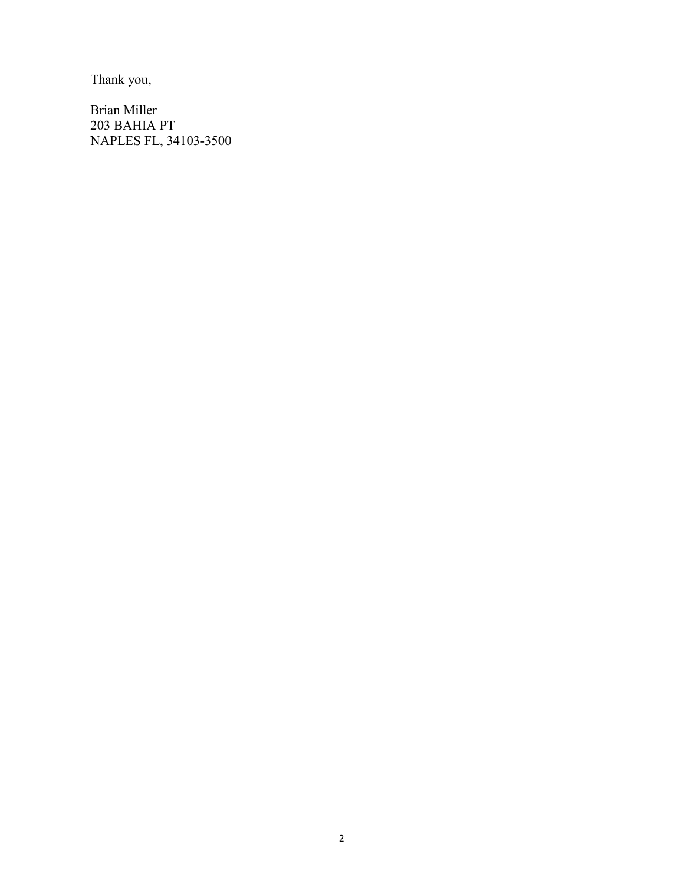Thank you,

Brian Miller
203 BAHIA PT
NAPLES FL, 34103-3500